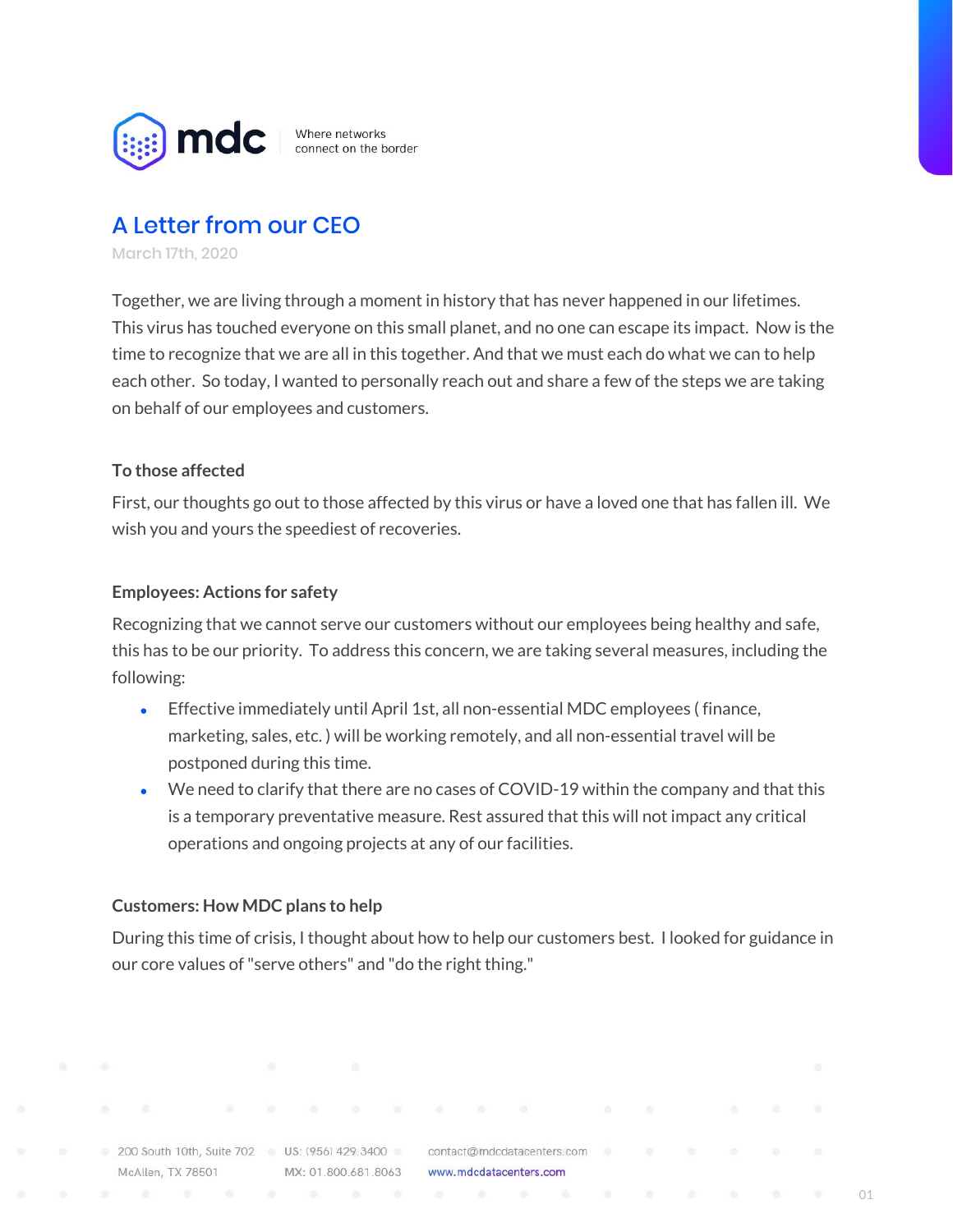mdc — Where networks connect on the border

# A Letter from our CEO

March 17th, 2020

Together, we are living through a moment in history that has never happened in our lifetimes. This virus has touched everyone on this small planet, and no one can escape its impact. Now is the time to recognize that we are all in this together. And that we must each do what we can to help each other. So today, I wanted to personally reach out and share a few of the steps we are taking on behalf of our employees and customers.

### To those affected

First, our thoughts go out to those affected by this virus or have a loved one that has fallen ill. We wish you and yours the speediest of recoveries.

### Employees: Actions for safety

Recognizing that we cannot serve our customers without our employees being healthy and safe, this has to be our priority. To address this concern, we are taking several measures, including the following:

- Effective immediately until April 1st, all non-essential MDC employees ( finance, marketing, sales, etc. ) will be working remotely, and all non-essential travel will be postponed during this time.
- We need to clarify that there are no cases of COVID-19 within the company and that this is a temporary preventative measure. Rest assured that this will not impact any critical operations and ongoing projects at any of our facilities.

### Customers: How MDC plans to help

During this time of crisis, I thought about how to help our customers best. I looked for guidance in our core values of "serve others" and "do the right thing."

200 South 10th, Suite 702
McAllen, TX 78501

US: (956) 429.3400
MX: 01.800.681.8063

contact@mdcdatacenters.com
www.mdcdatacenters.com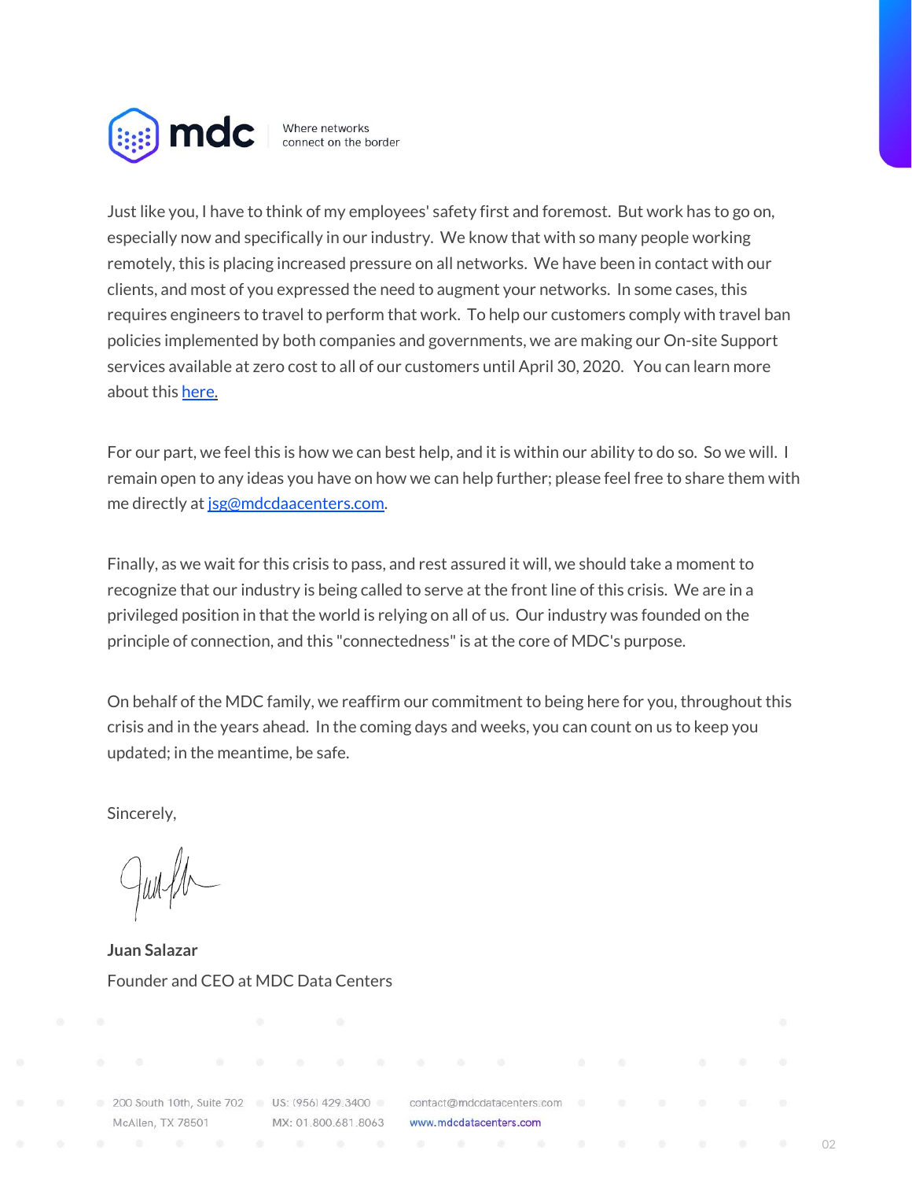Just like you, I have to think of my employees' safety first and foremost. But work has to go on, especially now and specifically in our industry. We know that with so many people working remotely, this is placing increased pressure on all networks. We have been in contact with our clients, and most of you expressed the need to augment your networks. In some cases, this requires engineers to travel to perform that work. To help our customers comply with travel ban policies implemented by both companies and governments, we are making our On-site Support services available at zero cost to all of our customers until April 30, 2020. You can learn more about this here.

For our part, we feel this is how we can best help, and it is within our ability to do so. So we will. I remain open to any ideas you have on how we can help further; please feel free to share them with me directly at jsg@mdcdaacenters.com.

Finally, as we wait for this crisis to pass, and rest assured it will, we should take a moment to recognize that our industry is being called to serve at the front line of this crisis. We are in a privileged position in that the world is relying on all of us. Our industry was founded on the principle of connection, and this "connectedness" is at the core of MDC's purpose.

On behalf of the MDC family, we reaffirm our commitment to being here for you, throughout this crisis and in the years ahead. In the coming days and weeks, you can count on us to keep you updated; in the meantime, be safe.

Sincerely,

**Juan Salazar**

Founder and CEO at MDC Data Centers

200 South 10th, Suite 702
McAllen, TX 78501

US: (956) 429.3400
MX: 01.800.681.8063

contact@mdcdatacenters.com
www.mdcdatacenters.com